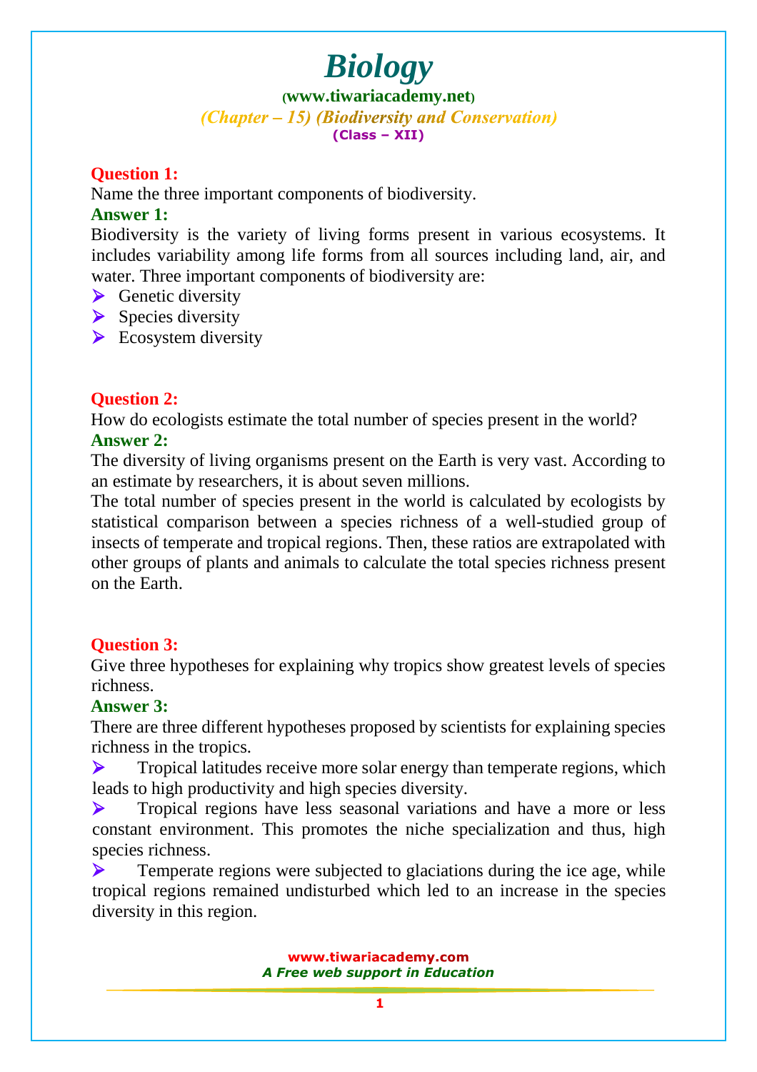# Biology

**(www.tiwariacademy.net)**

*(Chapter – 15) (Biodiversity and Conservation)*

**(Class – XII)**

**Question 1:**

Name the three important components of biodiversity.

**Answer 1:**

Biodiversity is the variety of living forms present in various ecosystems. It includes variability among life forms from all sources including land, air, and water. Three important components of biodiversity are:

- Genetic diversity
- Species diversity
- Ecosystem diversity

**Question 2:**

How do ecologists estimate the total number of species present in the world?

**Answer 2:**

The diversity of living organisms present on the Earth is very vast. According to an estimate by researchers, it is about seven millions.

The total number of species present in the world is calculated by ecologists by statistical comparison between a species richness of a well-studied group of insects of temperate and tropical regions. Then, these ratios are extrapolated with other groups of plants and animals to calculate the total species richness present on the Earth.

**Question 3:**

Give three hypotheses for explaining why tropics show greatest levels of species richness.

**Answer 3:**

There are three different hypotheses proposed by scientists for explaining species richness in the tropics.

- Tropical latitudes receive more solar energy than temperate regions, which leads to high productivity and high species diversity.
- Tropical regions have less seasonal variations and have a more or less constant environment. This promotes the niche specialization and thus, high species richness.
- Temperate regions were subjected to glaciations during the ice age, while tropical regions remained undisturbed which led to an increase in the species diversity in this region.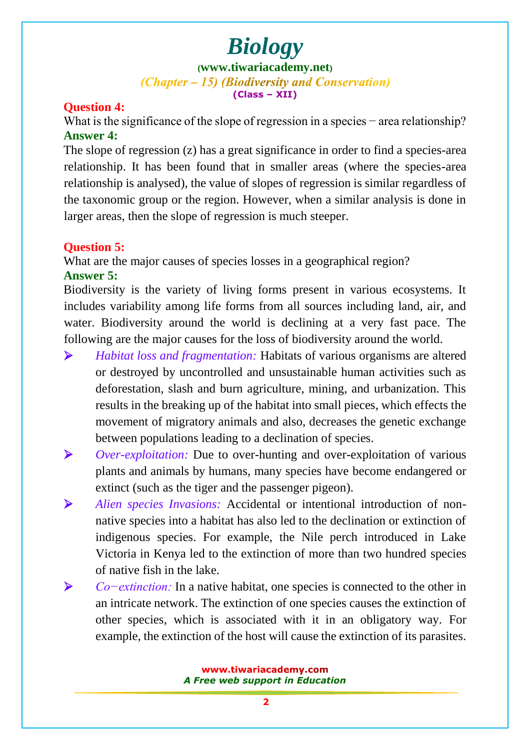**Question 4:**

What is the significance of the slope of regression in a species − area relationship?

**Answer 4:**

The slope of regression (z) has a great significance in order to find a species-area relationship. It has been found that in smaller areas (where the species-area relationship is analysed), the value of slopes of regression is similar regardless of the taxonomic group or the region. However, when a similar analysis is done in larger areas, then the slope of regression is much steeper.

**Question 5:**

What are the major causes of species losses in a geographical region?

**Answer 5:**

Biodiversity is the variety of living forms present in various ecosystems. It includes variability among life forms from all sources including land, air, and water. Biodiversity around the world is declining at a very fast pace. The following are the major causes for the loss of biodiversity around the world.

- *Habitat loss and fragmentation:* Habitats of various organisms are altered or destroyed by uncontrolled and unsustainable human activities such as deforestation, slash and burn agriculture, mining, and urbanization. This results in the breaking up of the habitat into small pieces, which effects the movement of migratory animals and also, decreases the genetic exchange between populations leading to a declination of species.
- *Over-exploitation:* Due to over-hunting and over-exploitation of various plants and animals by humans, many species have become endangered or extinct (such as the tiger and the passenger pigeon).
- *Alien species Invasions:* Accidental or intentional introduction of non-native species into a habitat has also led to the declination or extinction of indigenous species. For example, the Nile perch introduced in Lake Victoria in Kenya led to the extinction of more than two hundred species of native fish in the lake.
- *Co−extinction:* In a native habitat, one species is connected to the other in an intricate network. The extinction of one species causes the extinction of other species, which is associated with it in an obligatory way. For example, the extinction of the host will cause the extinction of its parasites.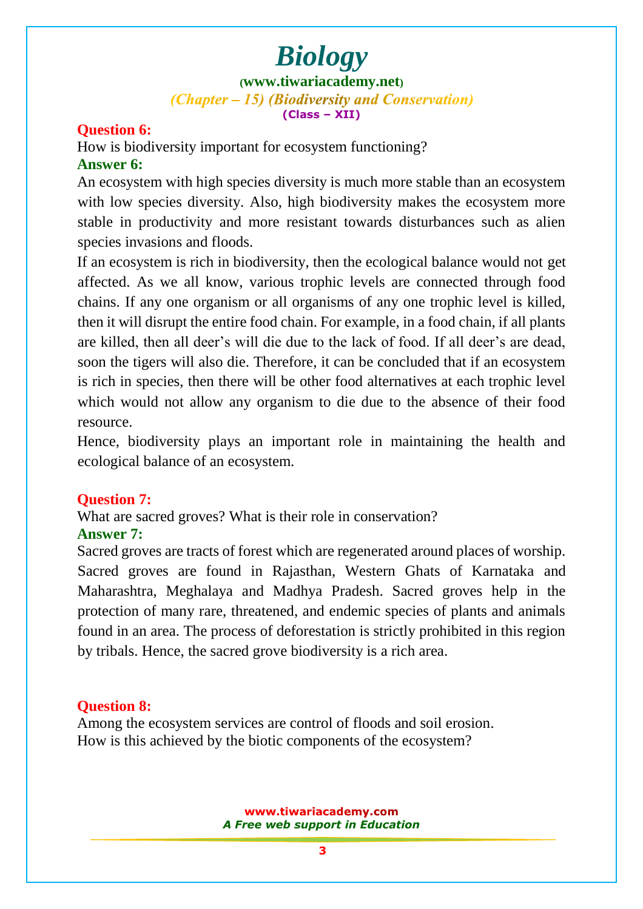**Question 6:**

How is biodiversity important for ecosystem functioning?

**Answer 6:**

An ecosystem with high species diversity is much more stable than an ecosystem with low species diversity. Also, high biodiversity makes the ecosystem more stable in productivity and more resistant towards disturbances such as alien species invasions and floods.

If an ecosystem is rich in biodiversity, then the ecological balance would not get affected. As we all know, various trophic levels are connected through food chains. If any one organism or all organisms of any one trophic level is killed, then it will disrupt the entire food chain. For example, in a food chain, if all plants are killed, then all deer's will die due to the lack of food. If all deer's are dead, soon the tigers will also die. Therefore, it can be concluded that if an ecosystem is rich in species, then there will be other food alternatives at each trophic level which would not allow any organism to die due to the absence of their food resource.

Hence, biodiversity plays an important role in maintaining the health and ecological balance of an ecosystem.

**Question 7:**

What are sacred groves? What is their role in conservation?

**Answer 7:**

Sacred groves are tracts of forest which are regenerated around places of worship. Sacred groves are found in Rajasthan, Western Ghats of Karnataka and Maharashtra, Meghalaya and Madhya Pradesh. Sacred groves help in the protection of many rare, threatened, and endemic species of plants and animals found in an area. The process of deforestation is strictly prohibited in this region by tribals. Hence, the sacred grove biodiversity is a rich area.

**Question 8:**

Among the ecosystem services are control of floods and soil erosion. How is this achieved by the biotic components of the ecosystem?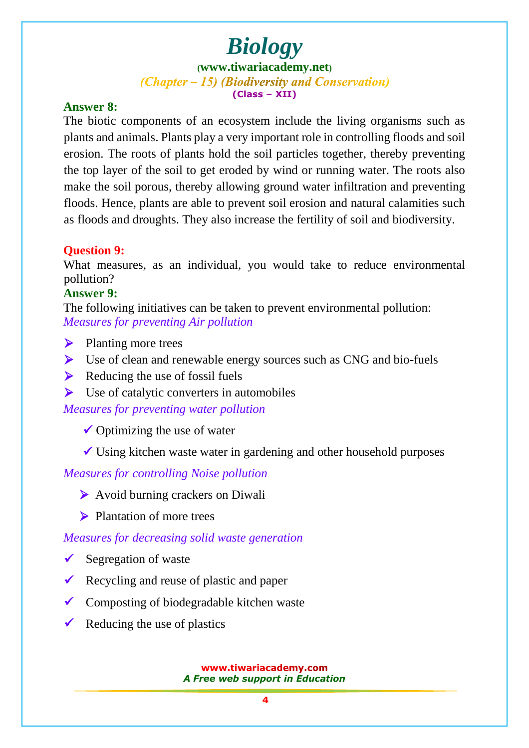**Answer 8:**

The biotic components of an ecosystem include the living organisms such as plants and animals. Plants play a very important role in controlling floods and soil erosion. The roots of plants hold the soil particles together, thereby preventing the top layer of the soil to get eroded by wind or running water. The roots also make the soil porous, thereby allowing ground water infiltration and preventing floods. Hence, plants are able to prevent soil erosion and natural calamities such as floods and droughts. They also increase the fertility of soil and biodiversity.

**Question 9:**

What measures, as an individual, you would take to reduce environmental pollution?

**Answer 9:**

The following initiatives can be taken to prevent environmental pollution:

*Measures for preventing Air pollution*

- Planting more trees
- Use of clean and renewable energy sources such as CNG and bio-fuels
- Reducing the use of fossil fuels
- Use of catalytic converters in automobiles

*Measures for preventing water pollution*

- ✓ Optimizing the use of water
- ✓ Using kitchen waste water in gardening and other household purposes

*Measures for controlling Noise pollution*

- Avoid burning crackers on Diwali
- Plantation of more trees

*Measures for decreasing solid waste generation*

- ✓ Segregation of waste
- ✓ Recycling and reuse of plastic and paper
- ✓ Composting of biodegradable kitchen waste
- ✓ Reducing the use of plastics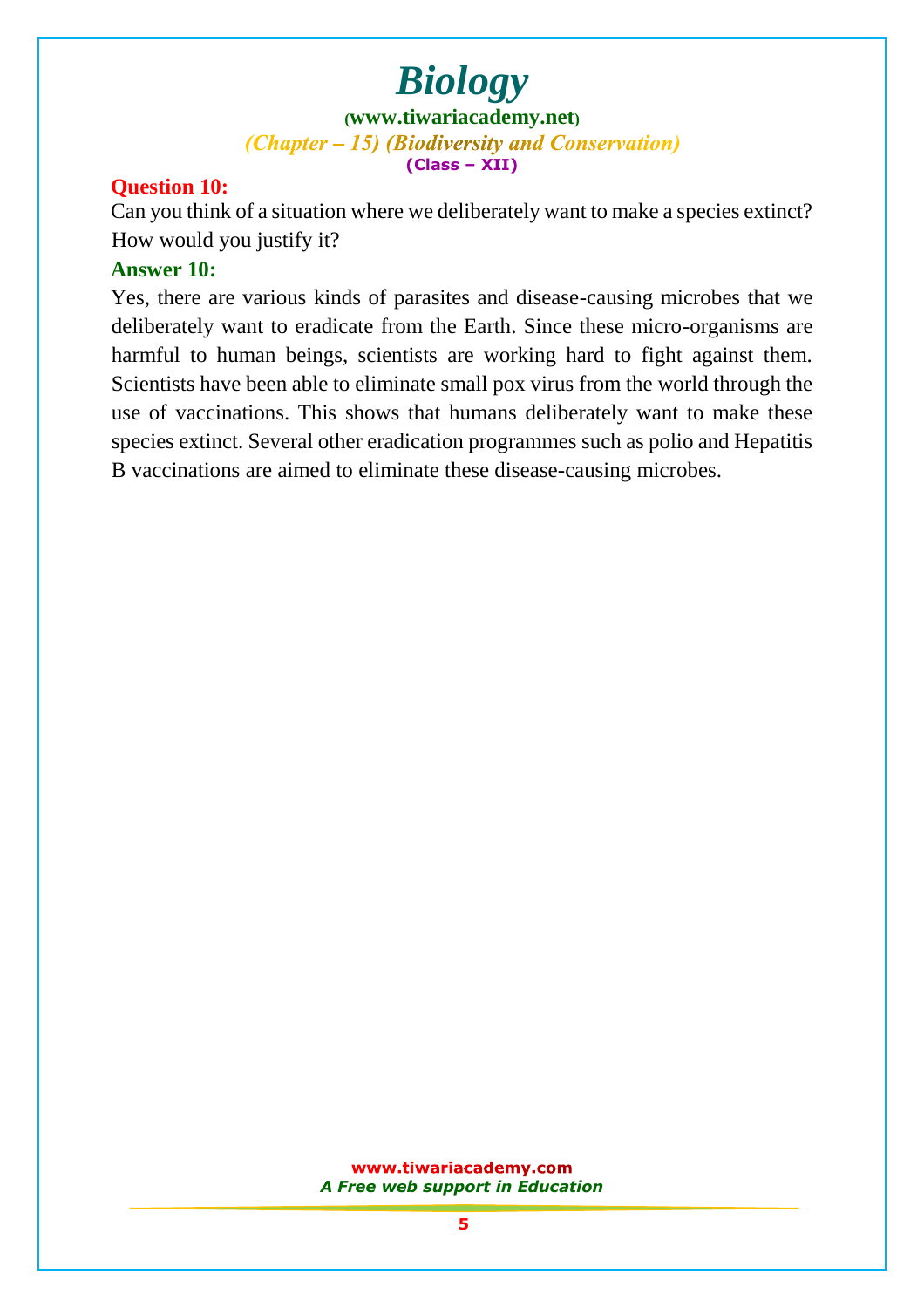**Question 10:**

Can you think of a situation where we deliberately want to make a species extinct? How would you justify it?

**Answer 10:**

Yes, there are various kinds of parasites and disease-causing microbes that we deliberately want to eradicate from the Earth. Since these micro-organisms are harmful to human beings, scientists are working hard to fight against them. Scientists have been able to eliminate small pox virus from the world through the use of vaccinations. This shows that humans deliberately want to make these species extinct. Several other eradication programmes such as polio and Hepatitis B vaccinations are aimed to eliminate these disease-causing microbes.